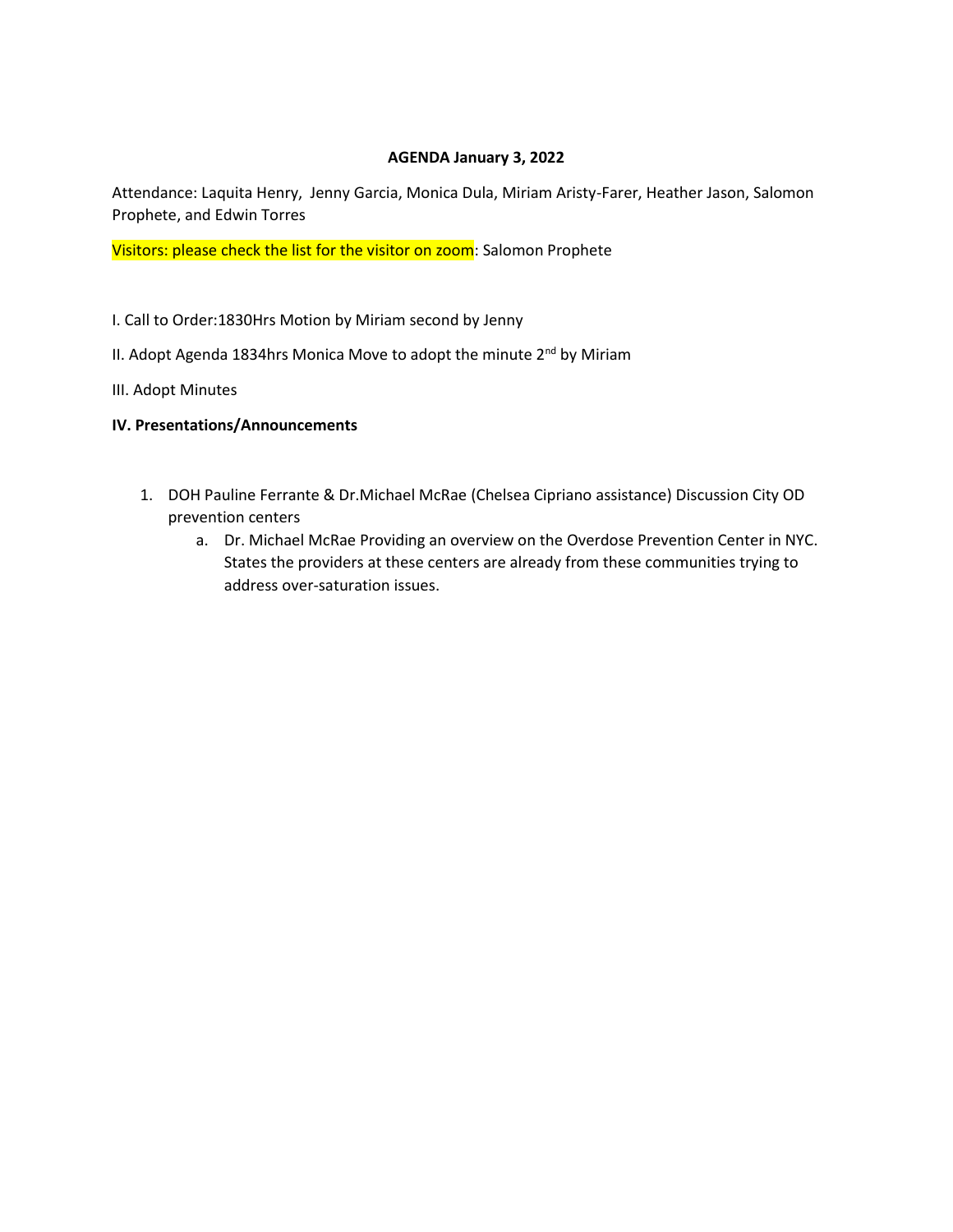**AGENDA January 3, 2022**

Attendance: Laquita Henry, Jenny Garcia, Monica Dula, Miriam Aristy-Farer, Heather Jason, Salomon Prophete, and Edwin Torres

Visitors: please check the list for the visitor on zoom: Salomon Prophete

I. Call to Order:1830Hrs Motion by Miriam second by Jenny

II. Adopt Agenda 1834hrs Monica Move to adopt the minute 2nd by Miriam

III. Adopt Minutes

**IV. Presentations/Announcements**

1. DOH Pauline Ferrante & Dr.Michael McRae (Chelsea Cipriano assistance) Discussion City OD prevention centers
   a. Dr. Michael McRae Providing an overview on the Overdose Prevention Center in NYC. States the providers at these centers are already from these communities trying to address over-saturation issues.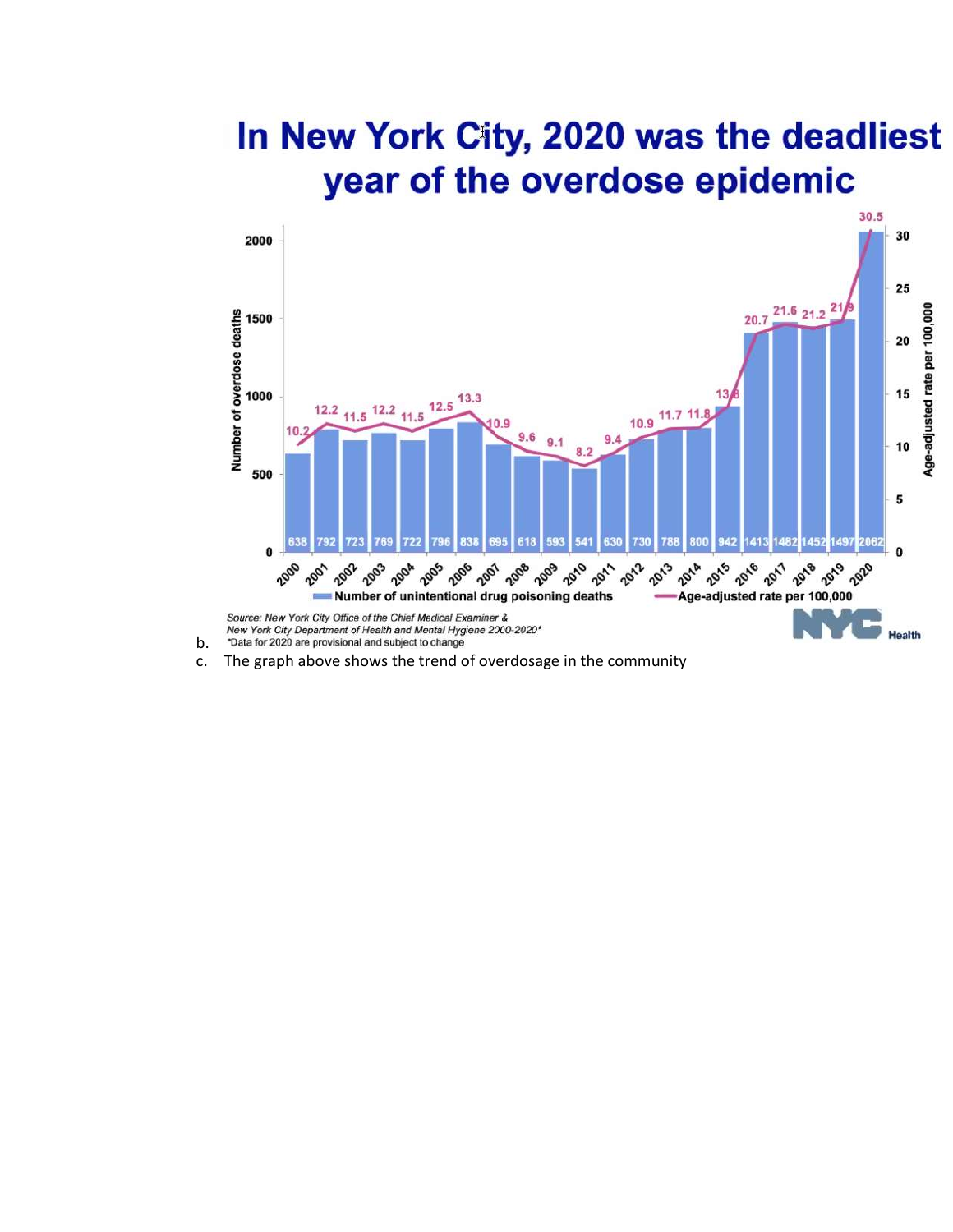b.

## In New York City, 2020 was the deadliest year of the overdose epidemic

| Year | Number of unintentional drug poisoning deaths | Age-adjusted rate per 100,000 |
|---|---|---|
| 2000 | 638 | 10.2 |
| 2001 | 792 | 12.2 |
| 2002 | 723 | 11.5 |
| 2003 | 769 | 12.2 |
| 2004 | 722 | 11.5 |
| 2005 | 796 | 12.5 |
| 2006 | 838 | 13.3 |
| 2007 | 695 | 10.9 |
| 2008 | 618 | 9.6 |
| 2009 | 593 | 9.1 |
| 2010 | 541 | 8.2 |
| 2011 | 630 | 9.4 |
| 2012 | 730 | 10.9 |
| 2013 | 788 | 11.7 |
| 2014 | 800 | 11.8 |
| 2015 | 942 | 13.8 |
| 2016 | 1413 | 20.7 |
| 2017 | 1482 | 21.6 |
| 2018 | 1452 | 21.2 |
| 2019 | 1497 | 21.9 |
| 2020 | 2062 | 30.5 |

Source: New York City Office of the Chief Medical Examiner & New York City Department of Health and Mental Hygiene 2000-2020*

*Data for 2020 are provisional and subject to change

NYC Health

c. The graph above shows the trend of overdosage in the community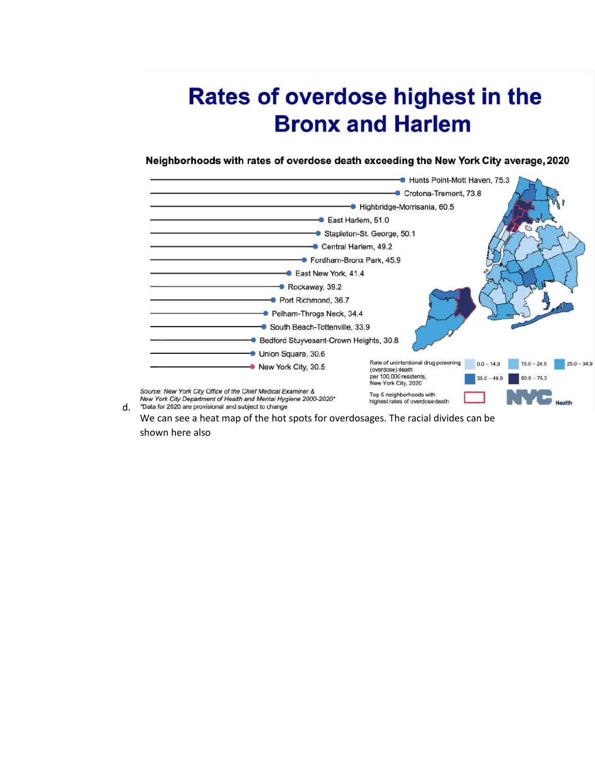d.

# Rates of overdose highest in the Bronx and Harlem

**Neighborhoods with rates of overdose death exceeding the New York City average, 2020**

| Neighborhood | Rate |
|---|---|
| Hunts Point-Mott Haven | 75.3 |
| Crotona-Tremont | 73.8 |
| Highbridge-Morrisania | 60.5 |
| East Harlem | 51.0 |
| Stapleton-St. George | 50.1 |
| Central Harlem | 49.2 |
| Fordham-Bronx Park | 45.9 |
| East New York | 41.4 |
| Rockaway | 39.2 |
| Port Richmond | 36.7 |
| Pelham-Throgs Neck | 34.4 |
| South Beach-Tottenville | 33.9 |
| Bedford Stuyvesant-Crown Heights | 30.8 |
| Union Square | 30.6 |
| New York City | 30.5 |

Rate of unintentional drug poisoning (overdose) death per 100,000 residents, New York City, 2020: 0.0 – 14.9; 15.0 – 24.9; 25.0 – 34.9; 35.0 – 49.9; 50.0 – 75.3

Top 5 neighborhoods with highest rates of overdose death

*Source: New York City Office of the Chief Medical Examiner & New York City Department of Health and Mental Hygiene 2000-2020**
*Data for 2020 are provisional and subject to change

NYC Health

We can see a heat map of the hot spots for overdosages. The racial divides can be shown here also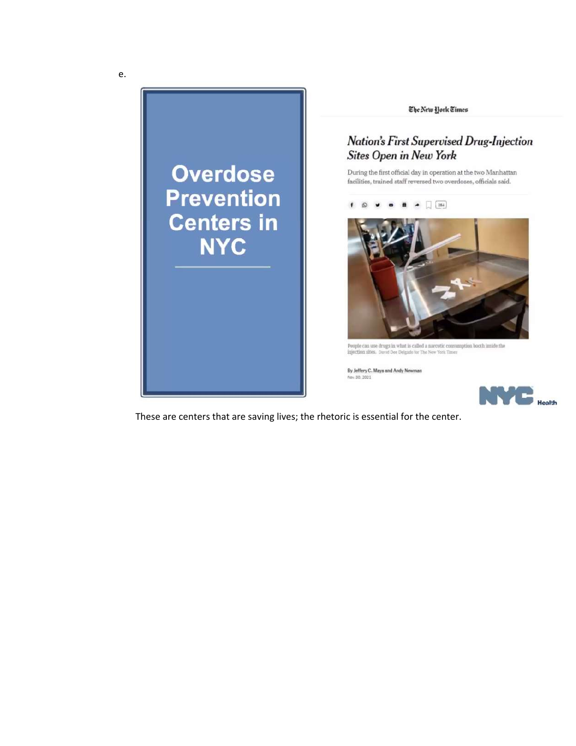e.

Overdose Prevention Centers in NYC

The New York Times

*Nation's First Supervised Drug-Injection Sites Open in New York*

During the first official day in operation at the two Manhattan facilities, trained staff reversed two overdoses, officials said.

People can use drugs in what is called a narcotic consumption booth inside the injection sites. David Dee Delgado for The New York Times

By Jeffery C. Mays and Andy Newman
Nov. 30, 2021

NYC Health

These are centers that are saving lives; the rhetoric is essential for the center.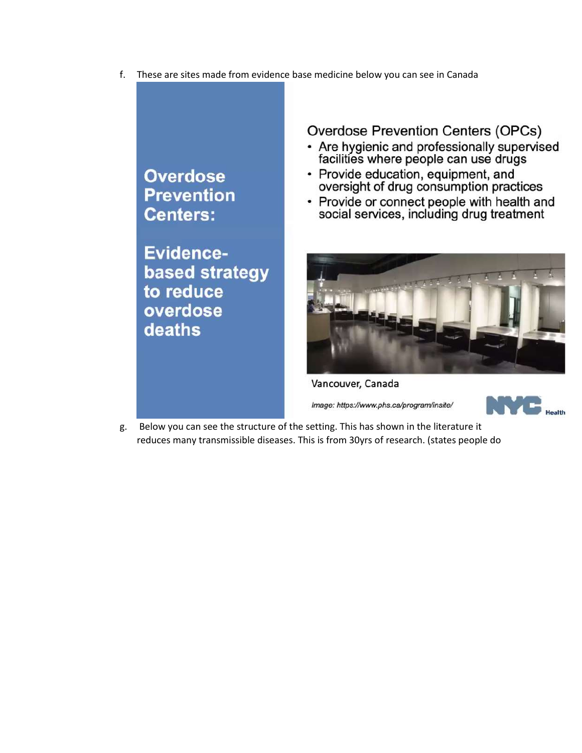f. These are sites made from evidence base medicine below you can see in Canada

**Overdose Prevention Centers:**

**Evidence-based strategy to reduce overdose deaths**

Overdose Prevention Centers (OPCs)

- Are hygienic and professionally supervised facilities where people can use drugs
- Provide education, equipment, and oversight of drug consumption practices
- Provide or connect people with health and social services, including drug treatment

Vancouver, Canada

*Image: https://www.phs.ca/program/insite/*

NYC Health

g. Below you can see the structure of the setting. This has shown in the literature it reduces many transmissible diseases. This is from 30yrs of research. (states people do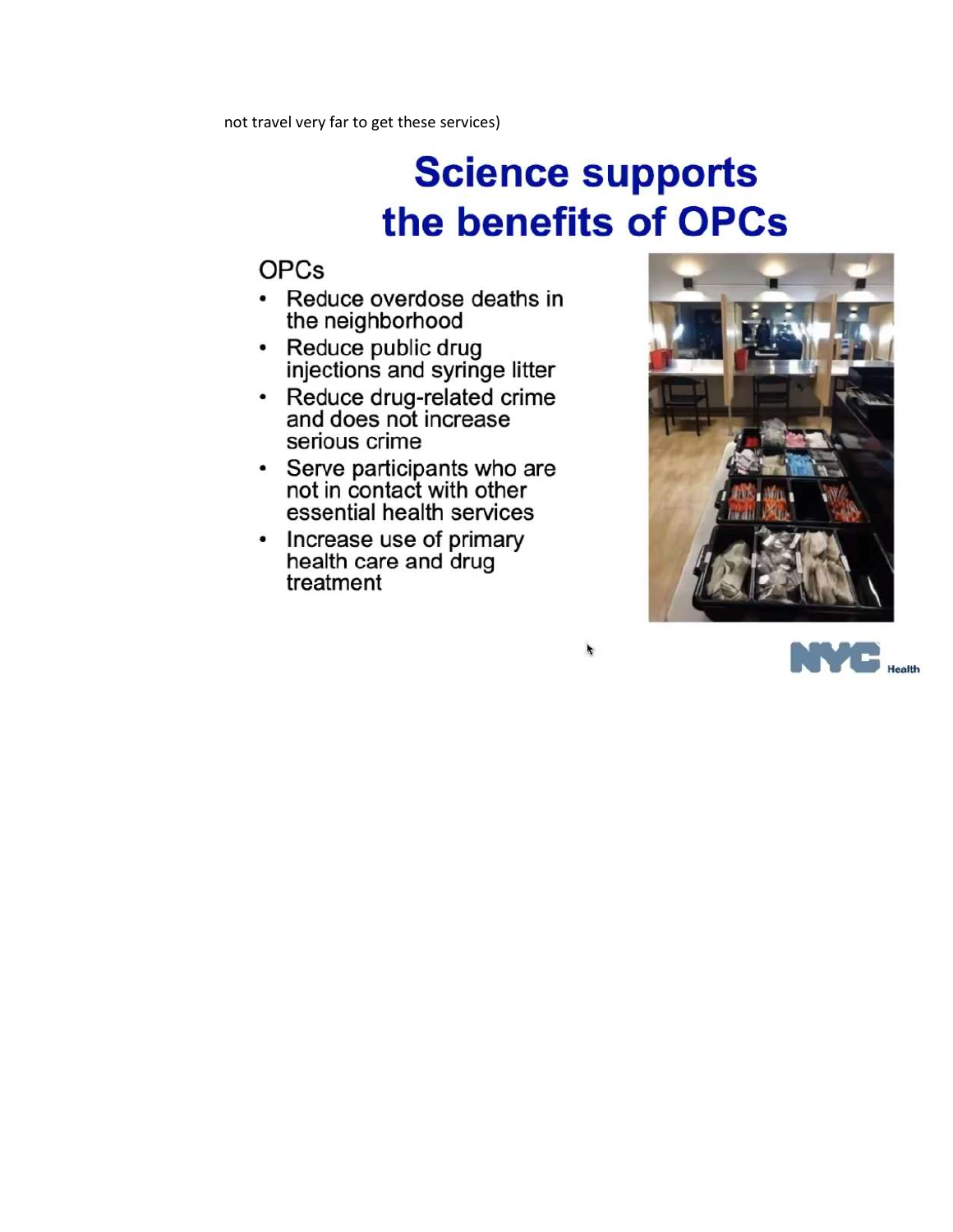not travel very far to get these services)

# Science supports the benefits of OPCs

OPCs

- Reduce overdose deaths in the neighborhood
- Reduce public drug injections and syringe litter
- Reduce drug-related crime and does not increase serious crime
- Serve participants who are not in contact with other essential health services
- Increase use of primary health care and drug treatment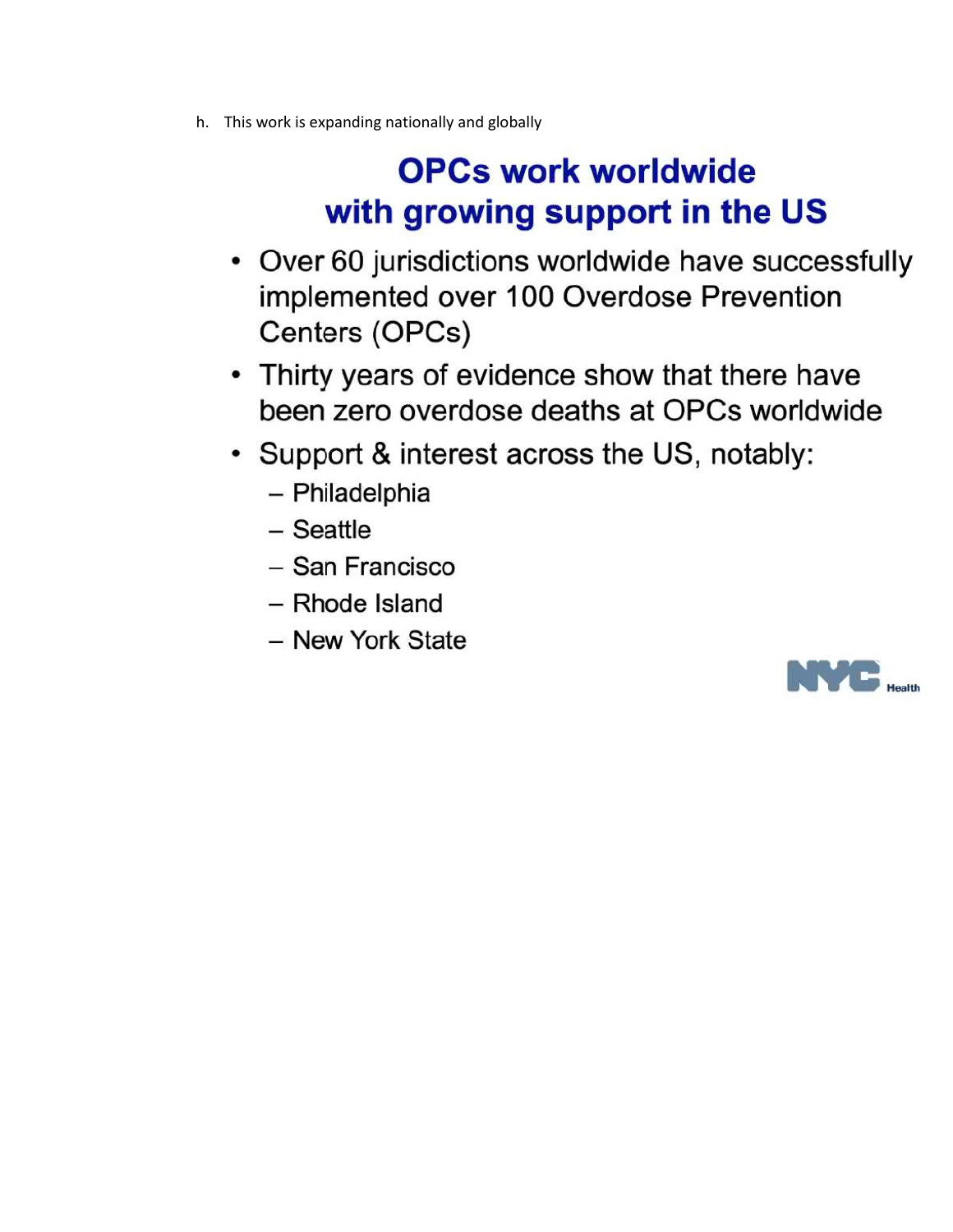h. This work is expanding nationally and globally

## OPCs work worldwide with growing support in the US

- Over 60 jurisdictions worldwide have successfully implemented over 100 Overdose Prevention Centers (OPCs)
- Thirty years of evidence show that there have been zero overdose deaths at OPCs worldwide
- Support & interest across the US, notably:
  - Philadelphia
  - Seattle
  - San Francisco
  - Rhode Island
  - New York State

NYC Health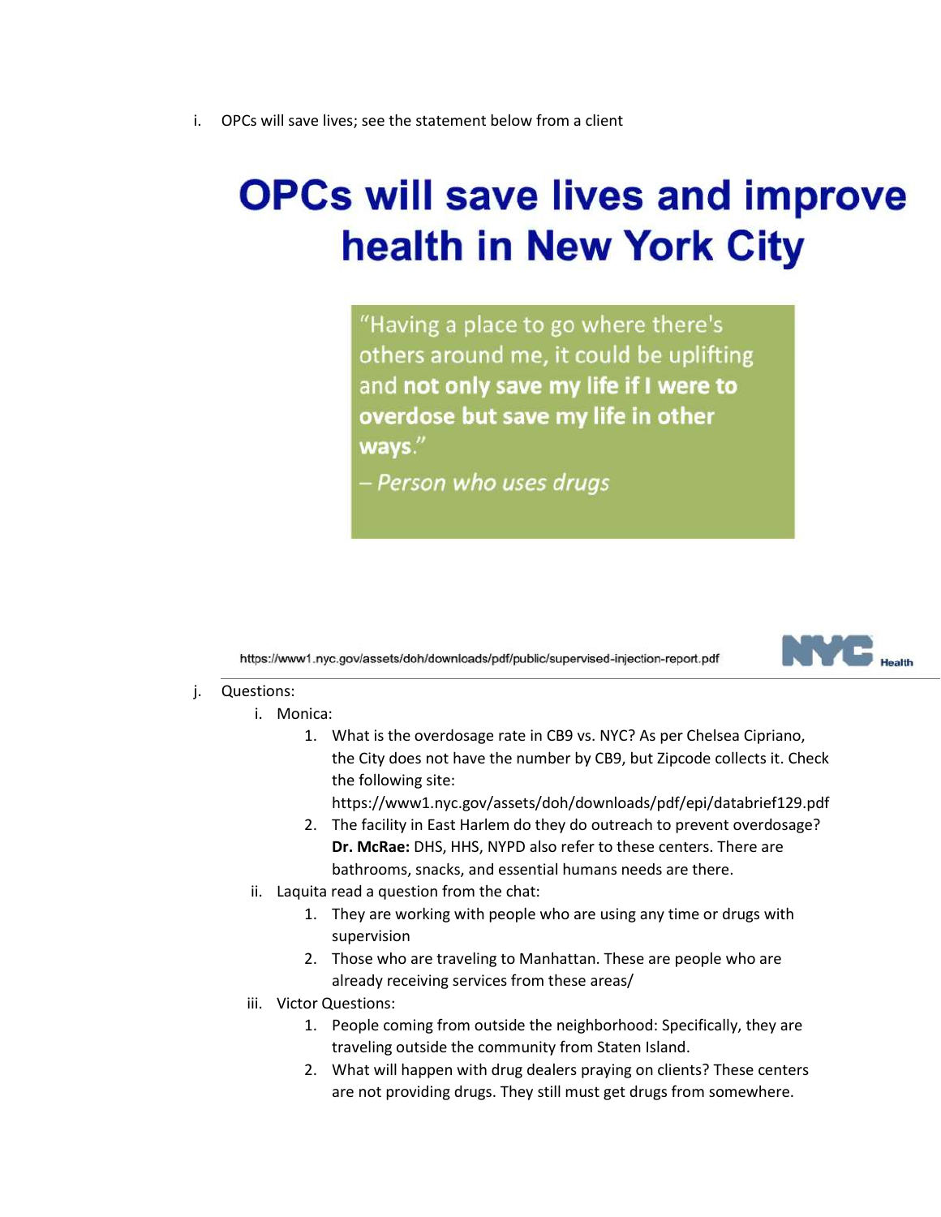i. OPCs will save lives; see the statement below from a client

## OPCs will save lives and improve health in New York City

> "Having a place to go where there's others around me, it could be uplifting and **not only save my life if I were to overdose but save my life in other ways**."
>
> *– Person who uses drugs*

https://www1.nyc.gov/assets/doh/downloads/pdf/public/supervised-injection-report.pdf

NYC Health

j. Questions:
   i. Monica:
      1. What is the overdosage rate in CB9 vs. NYC? As per Chelsea Cipriano, the City does not have the number by CB9, but Zipcode collects it. Check the following site: https://www1.nyc.gov/assets/doh/downloads/pdf/epi/databrief129.pdf
      2. The facility in East Harlem do they do outreach to prevent overdosage? **Dr. McRae:** DHS, HHS, NYPD also refer to these centers. There are bathrooms, snacks, and essential humans needs are there.
   ii. Laquita read a question from the chat:
      1. They are working with people who are using any time or drugs with supervision
      2. Those who are traveling to Manhattan. These are people who are already receiving services from these areas/
   iii. Victor Questions:
      1. People coming from outside the neighborhood: Specifically, they are traveling outside the community from Staten Island.
      2. What will happen with drug dealers praying on clients? These centers are not providing drugs. They still must get drugs from somewhere.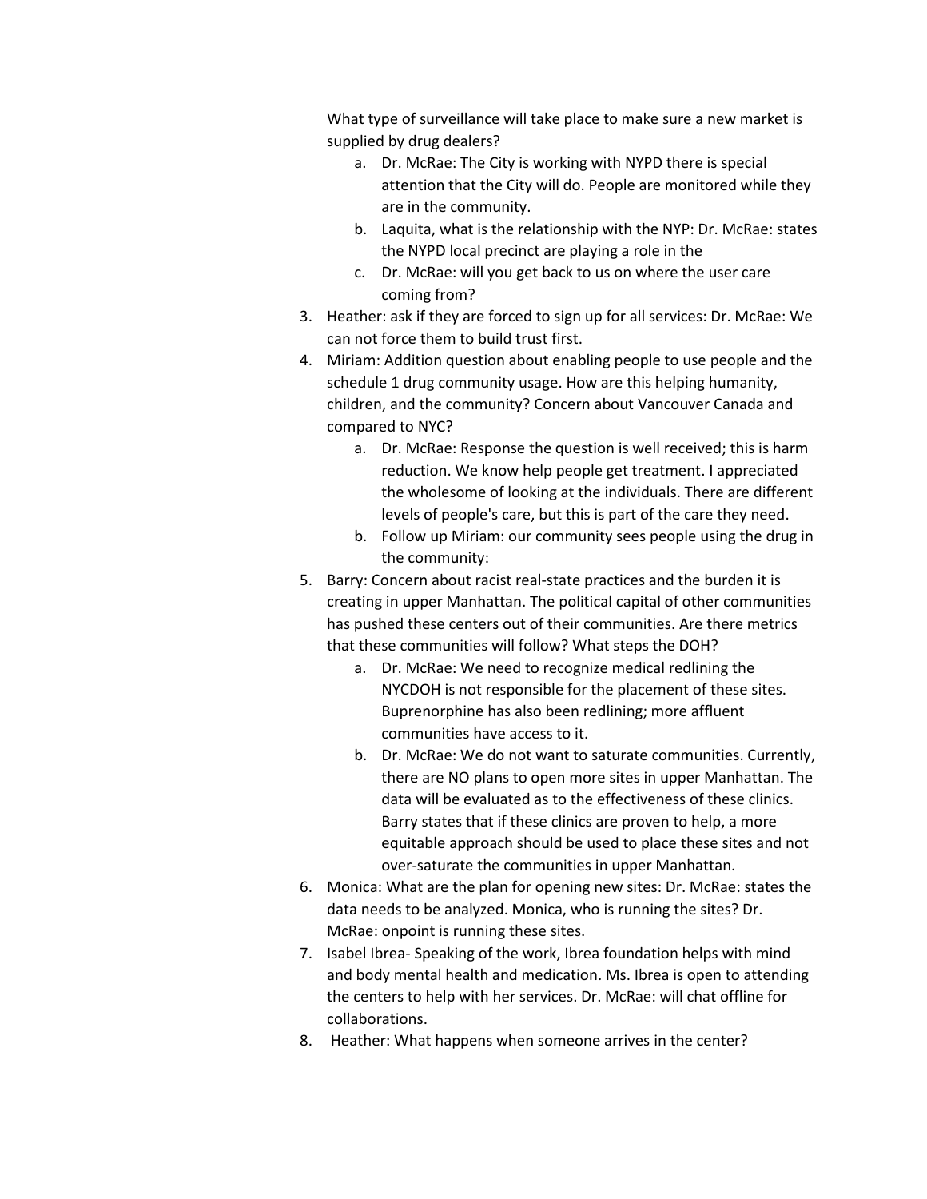What type of surveillance will take place to make sure a new market is supplied by drug dealers?

   a. Dr. McRae: The City is working with NYPD there is special attention that the City will do. People are monitored while they are in the community.
   b. Laquita, what is the relationship with the NYP: Dr. McRae: states the NYPD local precinct are playing a role in the
   c. Dr. McRae: will you get back to us on where the user care coming from?

3. Heather: ask if they are forced to sign up for all services: Dr. McRae: We can not force them to build trust first.
4. Miriam: Addition question about enabling people to use people and the schedule 1 drug community usage. How are this helping humanity, children, and the community? Concern about Vancouver Canada and compared to NYC?
   a. Dr. McRae: Response the question is well received; this is harm reduction. We know help people get treatment. I appreciated the wholesome of looking at the individuals. There are different levels of people's care, but this is part of the care they need.
   b. Follow up Miriam: our community sees people using the drug in the community:
5. Barry: Concern about racist real-state practices and the burden it is creating in upper Manhattan. The political capital of other communities has pushed these centers out of their communities. Are there metrics that these communities will follow? What steps the DOH?
   a. Dr. McRae: We need to recognize medical redlining the NYCDOH is not responsible for the placement of these sites. Buprenorphine has also been redlining; more affluent communities have access to it.
   b. Dr. McRae: We do not want to saturate communities. Currently, there are NO plans to open more sites in upper Manhattan. The data will be evaluated as to the effectiveness of these clinics. Barry states that if these clinics are proven to help, a more equitable approach should be used to place these sites and not over-saturate the communities in upper Manhattan.
6. Monica: What are the plan for opening new sites: Dr. McRae: states the data needs to be analyzed. Monica, who is running the sites? Dr. McRae: onpoint is running these sites.
7. Isabel Ibrea- Speaking of the work, Ibrea foundation helps with mind and body mental health and medication. Ms. Ibrea is open to attending the centers to help with her services. Dr. McRae: will chat offline for collaborations.
8. Heather: What happens when someone arrives in the center?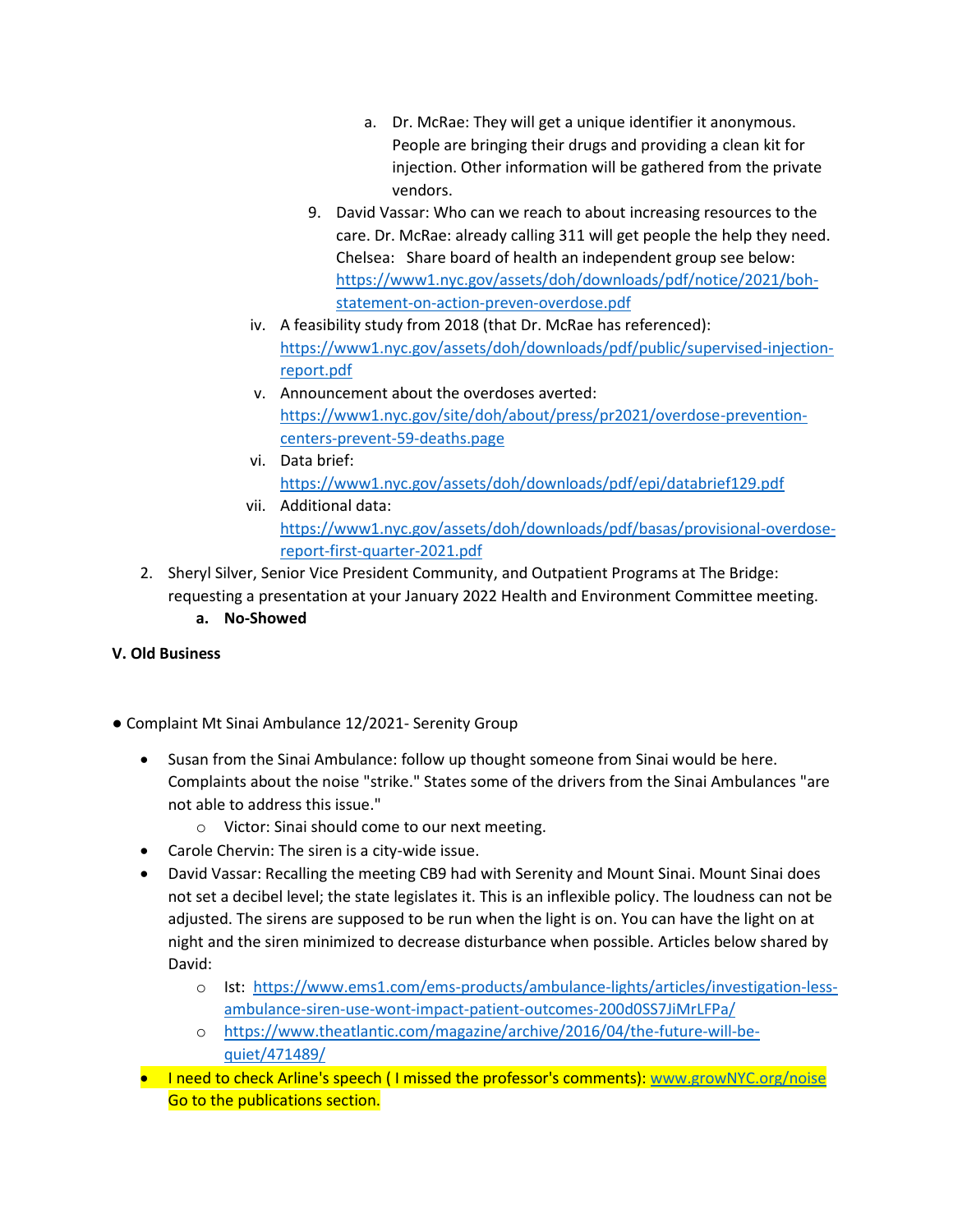a. Dr. McRae: They will get a unique identifier it anonymous. People are bringing their drugs and providing a clean kit for injection. Other information will be gathered from the private vendors.

9. David Vassar: Who can we reach to about increasing resources to the care. Dr. McRae: already calling 311 will get people the help they need. Chelsea: Share board of health an independent group see below: https://www1.nyc.gov/assets/doh/downloads/pdf/notice/2021/boh-statement-on-action-preven-overdose.pdf

iv. A feasibility study from 2018 (that Dr. McRae has referenced): https://www1.nyc.gov/assets/doh/downloads/pdf/public/supervised-injection-report.pdf

v. Announcement about the overdoses averted: https://www1.nyc.gov/site/doh/about/press/pr2021/overdose-prevention-centers-prevent-59-deaths.page

vi. Data brief: https://www1.nyc.gov/assets/doh/downloads/pdf/epi/databrief129.pdf

vii. Additional data: https://www1.nyc.gov/assets/doh/downloads/pdf/basas/provisional-overdose-report-first-quarter-2021.pdf

2. Sheryl Silver, Senior Vice President Community, and Outpatient Programs at The Bridge: requesting a presentation at your January 2022 Health and Environment Committee meeting.
   a. **No-Showed**

**V. Old Business**

- Complaint Mt Sinai Ambulance 12/2021- Serenity Group
  - Susan from the Sinai Ambulance: follow up thought someone from Sinai would be here. Complaints about the noise "strike." States some of the drivers from the Sinai Ambulances "are not able to address this issue."
    - Victor: Sinai should come to our next meeting.
  - Carole Chervin: The siren is a city-wide issue.
  - David Vassar: Recalling the meeting CB9 had with Serenity and Mount Sinai. Mount Sinai does not set a decibel level; the state legislates it. This is an inflexible policy. The loudness can not be adjusted. The sirens are supposed to be run when the light is on. You can have the light on at night and the siren minimized to decrease disturbance when possible. Articles below shared by David:
    - Ist: https://www.ems1.com/ems-products/ambulance-lights/articles/investigation-less-ambulance-siren-use-wont-impact-patient-outcomes-200d0SS7JiMrLFPa/
    - https://www.theatlantic.com/magazine/archive/2016/04/the-future-will-be-quiet/471489/
  - I need to check Arline's speech ( I missed the professor's comments): www.growNYC.org/noise Go to the publications section.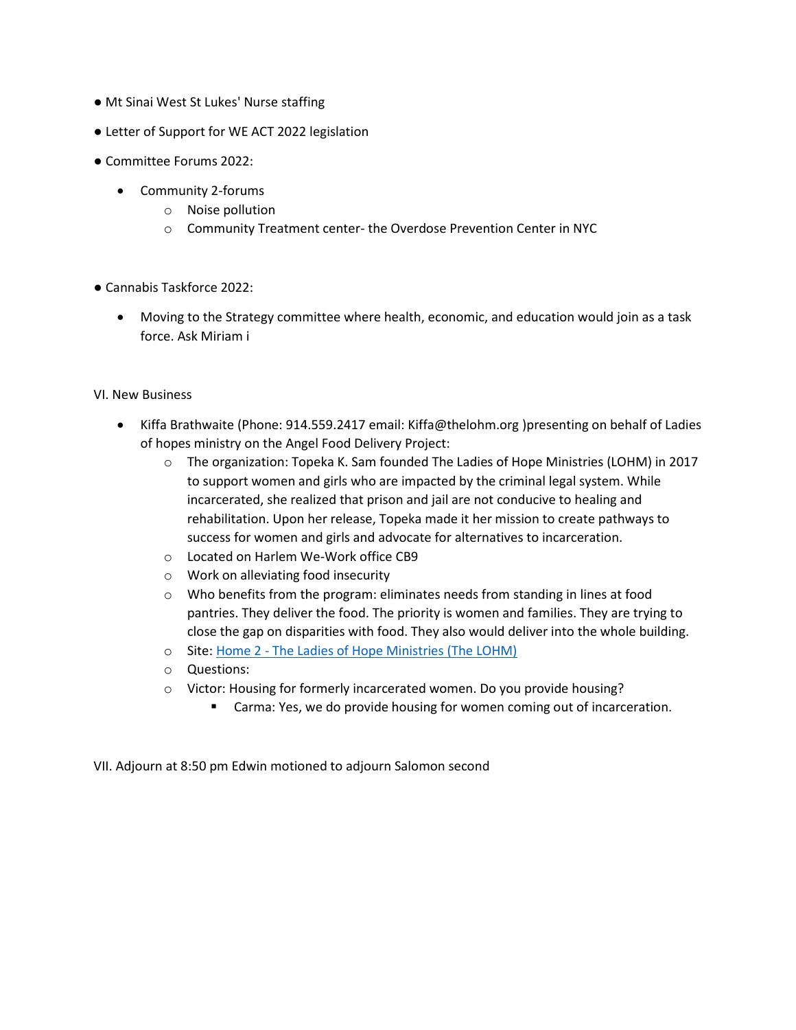- Mt Sinai West St Lukes' Nurse staffing
- Letter of Support for WE ACT 2022 legislation
- Committee Forums 2022:
  - Community 2-forums
    - Noise pollution
    - Community Treatment center- the Overdose Prevention Center in NYC

- Cannabis Taskforce 2022:
  - Moving to the Strategy committee where health, economic, and education would join as a task force. Ask Miriam i

VI. New Business

- Kiffa Brathwaite (Phone: 914.559.2417 email: Kiffa@thelohm.org )presenting on behalf of Ladies of hopes ministry on the Angel Food Delivery Project:
  - The organization: Topeka K. Sam founded The Ladies of Hope Ministries (LOHM) in 2017 to support women and girls who are impacted by the criminal legal system. While incarcerated, she realized that prison and jail are not conducive to healing and rehabilitation. Upon her release, Topeka made it her mission to create pathways to success for women and girls and advocate for alternatives to incarceration.
  - Located on Harlem We-Work office CB9
  - Work on alleviating food insecurity
  - Who benefits from the program: eliminates needs from standing in lines at food pantries. They deliver the food. The priority is women and families. They are trying to close the gap on disparities with food. They also would deliver into the whole building.
  - Site: [Home 2 - The Ladies of Hope Ministries (The LOHM)]
  - Questions:
  - Victor: Housing for formerly incarcerated women. Do you provide housing?
    - Carma: Yes, we do provide housing for women coming out of incarceration.

VII. Adjourn at 8:50 pm Edwin motioned to adjourn Salomon second